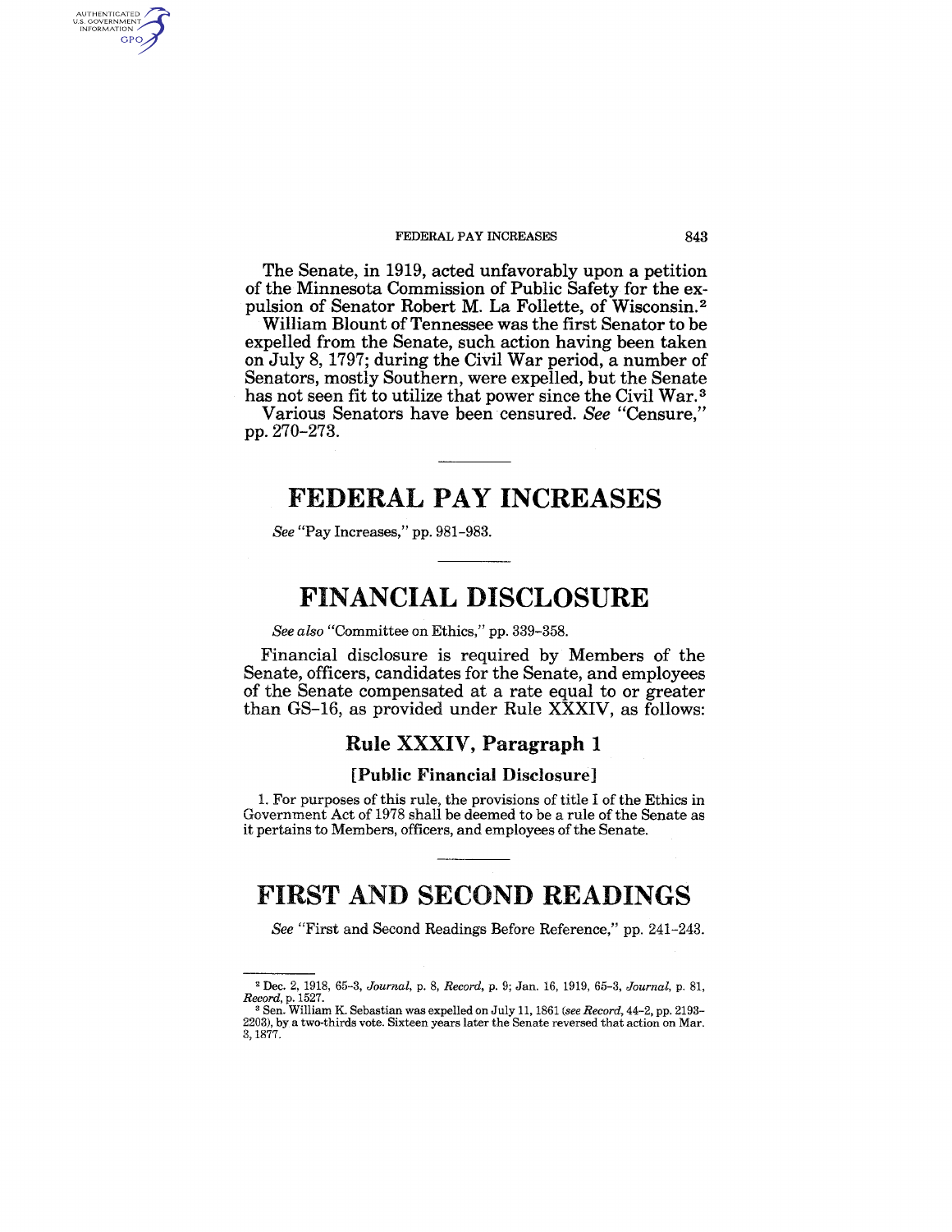The Senate, in 1919, acted unfavorably upon a petition of the Minnesota Commission of Public Safety for the expulsion of Senator Robert M. La Follette, of Wisconsin.[2]

William Blount of Tennessee was the first Senator to be expelled from the Senate, such action having been taken on July 8, 1797; during the Civil War period, a number of Senators, mostly Southern, were expelled, but the Senate has not seen fit to utilize that power since the Civil War.[3]

Various Senators have been censured. *See* "Censure," pp. 270–273.

# FEDERAL PAY INCREASES

*See* "Pay Increases," pp. 981–983.

# FINANCIAL DISCLOSURE

*See also* "Committee on Ethics," pp. 339–358.

Financial disclosure is required by Members of the Senate, officers, candidates for the Senate, and employees of the Senate compensated at a rate equal to or greater than GS–16, as provided under Rule XXXIV, as follows:

## Rule XXXIV, Paragraph 1

### [Public Financial Disclosure]

1. For purposes of this rule, the provisions of title I of the Ethics in Government Act of 1978 shall be deemed to be a rule of the Senate as it pertains to Members, officers, and employees of the Senate.

# FIRST AND SECOND READINGS

*See* "First and Second Readings Before Reference," pp. 241–243.

---

[2] Dec. 2, 1918, 65–3, *Journal*, p. 8, *Record*, p. 9; Jan. 16, 1919, 65–3, *Journal*, p. 81, *Record*, p. 1527.

[3] Sen. William K. Sebastian was expelled on July 11, 1861 (*see Record*, 44–2, pp. 2193–2203), by a two-thirds vote. Sixteen years later the Senate reversed that action on Mar. 3, 1877.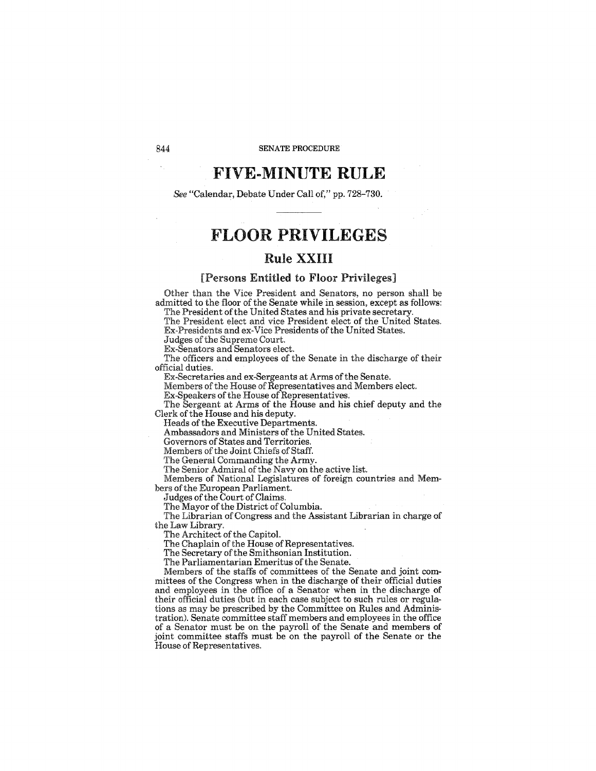# FIVE-MINUTE RULE

*See* "Calendar, Debate Under Call of," pp. 728–730.

---

# FLOOR PRIVILEGES

## Rule XXIII

### [Persons Entitled to Floor Privileges]

Other than the Vice President and Senators, no person shall be admitted to the floor of the Senate while in session, except as follows:

The President of the United States and his private secretary.

The President elect and vice President elect of the United States.

Ex-Presidents and ex-Vice Presidents of the United States.

Judges of the Supreme Court.

Ex-Senators and Senators elect.

The officers and employees of the Senate in the discharge of their official duties.

Ex-Secretaries and ex-Sergeants at Arms of the Senate.

Members of the House of Representatives and Members elect.

Ex-Speakers of the House of Representatives.

The Sergeant at Arms of the House and his chief deputy and the Clerk of the House and his deputy.

Heads of the Executive Departments.

Ambassadors and Ministers of the United States.

Governors of States and Territories.

Members of the Joint Chiefs of Staff.

The General Commanding the Army.

The Senior Admiral of the Navy on the active list.

Members of National Legislatures of foreign countries and Members of the European Parliament.

Judges of the Court of Claims.

The Mayor of the District of Columbia.

The Librarian of Congress and the Assistant Librarian in charge of the Law Library.

The Architect of the Capitol.

The Chaplain of the House of Representatives.

The Secretary of the Smithsonian Institution.

The Parliamentarian Emeritus of the Senate.

Members of the staffs of committees of the Senate and joint committees of the Congress when in the discharge of their official duties and employees in the office of a Senator when in the discharge of their official duties (but in each case subject to such rules or regulations as may be prescribed by the Committee on Rules and Administration). Senate committee staff members and employees in the office of a Senator must be on the payroll of the Senate and members of joint committee staffs must be on the payroll of the Senate or the House of Representatives.